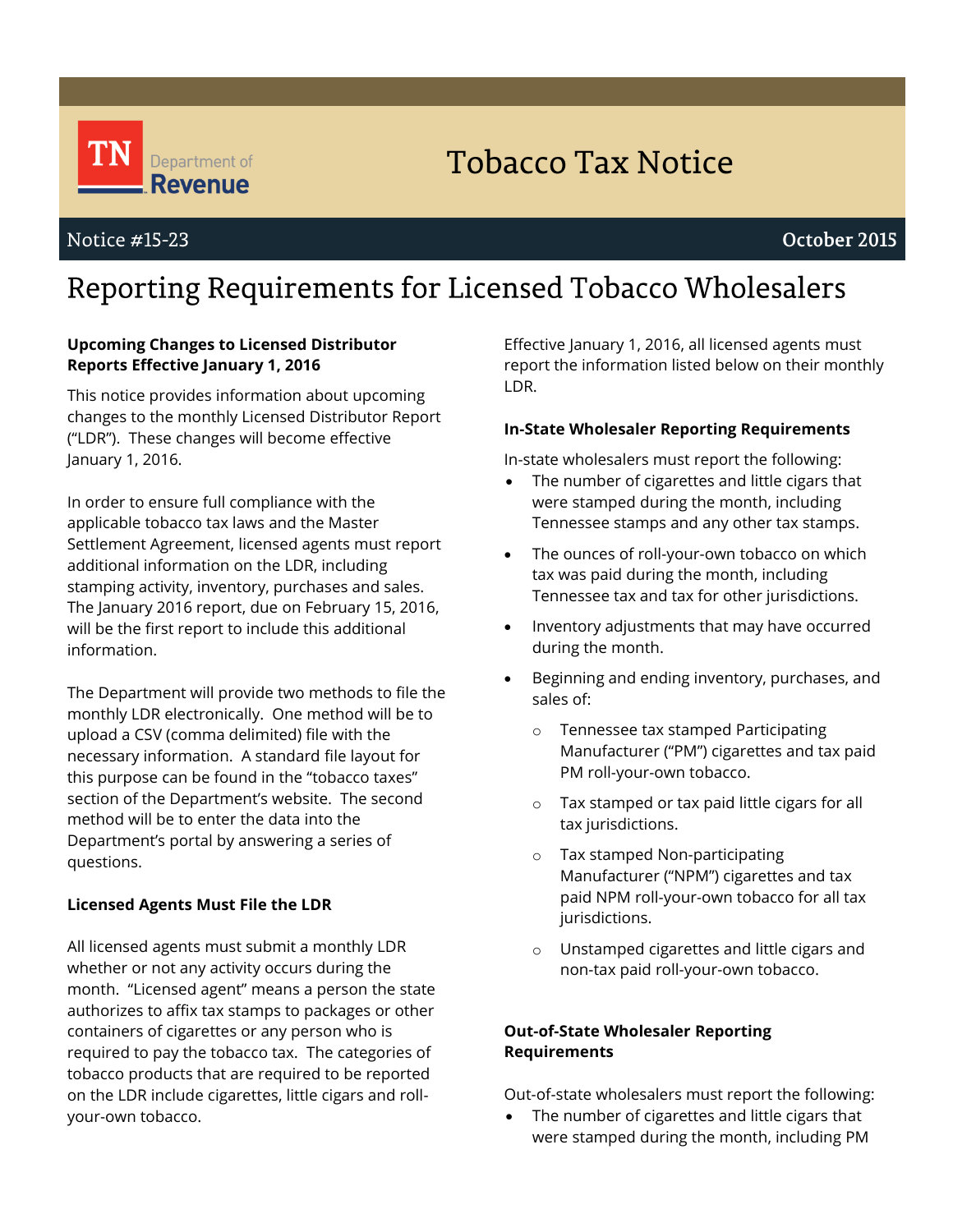Tobacco Tax Notice

Notice #15-23 October 2015

# Reporting Requirements for Licensed Tobacco Wholesalers

**Upcoming Changes to Licensed Distributor Reports Effective January 1, 2016**

This notice provides information about upcoming changes to the monthly Licensed Distributor Report ("LDR"). These changes will become effective January 1, 2016.

In order to ensure full compliance with the applicable tobacco tax laws and the Master Settlement Agreement, licensed agents must report additional information on the LDR, including stamping activity, inventory, purchases and sales. The January 2016 report, due on February 15, 2016, will be the first report to include this additional information.

The Department will provide two methods to file the monthly LDR electronically. One method will be to upload a CSV (comma delimited) file with the necessary information. A standard file layout for this purpose can be found in the "tobacco taxes" section of the Department's website. The second method will be to enter the data into the Department's portal by answering a series of questions.

**Licensed Agents Must File the LDR**

All licensed agents must submit a monthly LDR whether or not any activity occurs during the month. "Licensed agent" means a person the state authorizes to affix tax stamps to packages or other containers of cigarettes or any person who is required to pay the tobacco tax. The categories of tobacco products that are required to be reported on the LDR include cigarettes, little cigars and roll-your-own tobacco.

Effective January 1, 2016, all licensed agents must report the information listed below on their monthly LDR.

**In-State Wholesaler Reporting Requirements**

In-state wholesalers must report the following:

- The number of cigarettes and little cigars that were stamped during the month, including Tennessee stamps and any other tax stamps.
- The ounces of roll-your-own tobacco on which tax was paid during the month, including Tennessee tax and tax for other jurisdictions.
- Inventory adjustments that may have occurred during the month.
- Beginning and ending inventory, purchases, and sales of:
  - Tennessee tax stamped Participating Manufacturer ("PM") cigarettes and tax paid PM roll-your-own tobacco.
  - Tax stamped or tax paid little cigars for all tax jurisdictions.
  - Tax stamped Non-participating Manufacturer ("NPM") cigarettes and tax paid NPM roll-your-own tobacco for all tax jurisdictions.
  - Unstamped cigarettes and little cigars and non-tax paid roll-your-own tobacco.

**Out-of-State Wholesaler Reporting Requirements**

Out-of-state wholesalers must report the following:

- The number of cigarettes and little cigars that were stamped during the month, including PM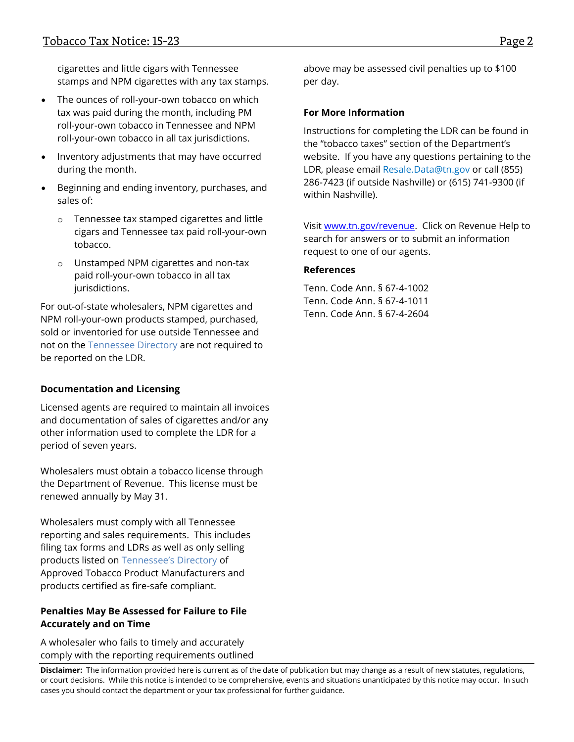cigarettes and little cigars with Tennessee stamps and NPM cigarettes with any tax stamps.

- The ounces of roll-your-own tobacco on which tax was paid during the month, including PM roll-your-own tobacco in Tennessee and NPM roll-your-own tobacco in all tax jurisdictions.
- Inventory adjustments that may have occurred during the month.
- Beginning and ending inventory, purchases, and sales of:
  - Tennessee tax stamped cigarettes and little cigars and Tennessee tax paid roll-your-own tobacco.
  - Unstamped NPM cigarettes and non-tax paid roll-your-own tobacco in all tax jurisdictions.

For out-of-state wholesalers, NPM cigarettes and NPM roll-your-own products stamped, purchased, sold or inventoried for use outside Tennessee and not on the Tennessee Directory are not required to be reported on the LDR.

**Documentation and Licensing**

Licensed agents are required to maintain all invoices and documentation of sales of cigarettes and/or any other information used to complete the LDR for a period of seven years.

Wholesalers must obtain a tobacco license through the Department of Revenue. This license must be renewed annually by May 31.

Wholesalers must comply with all Tennessee reporting and sales requirements. This includes filing tax forms and LDRs as well as only selling products listed on Tennessee's Directory of Approved Tobacco Product Manufacturers and products certified as fire-safe compliant.

**Penalties May Be Assessed for Failure to File Accurately and on Time**

A wholesaler who fails to timely and accurately comply with the reporting requirements outlined above may be assessed civil penalties up to $100 per day.

**For More Information**

Instructions for completing the LDR can be found in the "tobacco taxes" section of the Department's website. If you have any questions pertaining to the LDR, please email Resale.Data@tn.gov or call (855) 286-7423 (if outside Nashville) or (615) 741-9300 (if within Nashville).

Visit www.tn.gov/revenue. Click on Revenue Help to search for answers or to submit an information request to one of our agents.

**References**

Tenn. Code Ann. § 67-4-1002
Tenn. Code Ann. § 67-4-1011
Tenn. Code Ann. § 67-4-2604

**Disclaimer:** The information provided here is current as of the date of publication but may change as a result of new statutes, regulations, or court decisions. While this notice is intended to be comprehensive, events and situations unanticipated by this notice may occur. In such cases you should contact the department or your tax professional for further guidance.